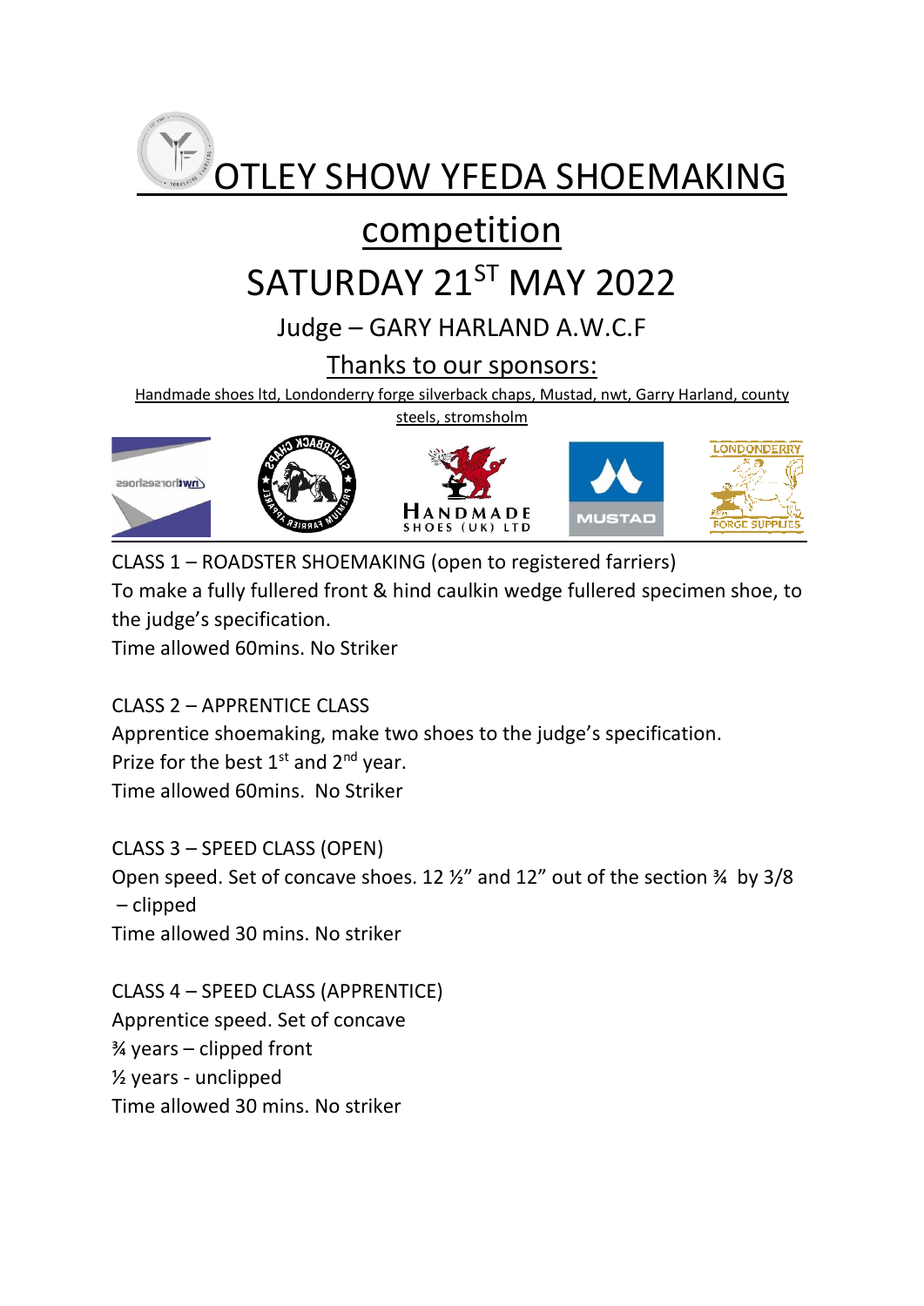# OTLEY SHOW YFEDA SHOEMAKING competition

# SATURDAY 21ST MAY 2022

## Judge – GARY HARLAND A.W.C.F

## Thanks to our sponsors:

Handmade shoes ltd, Londonderry forge silverback chaps, Mustad, nwt, Garry Harland, county steels, stromsholm

CLASS 1 – ROADSTER SHOEMAKING (open to registered farriers)
To make a fully fullered front & hind caulkin wedge fullered specimen shoe, to the judge's specification.
Time allowed 60mins. No Striker

CLASS 2 – APPRENTICE CLASS
Apprentice shoemaking, make two shoes to the judge's specification.
Prize for the best 1st and 2nd year.
Time allowed 60mins. No Striker

CLASS 3 – SPEED CLASS (OPEN)
Open speed. Set of concave shoes. 12 ½" and 12" out of the section ¾ by 3/8 – clipped
Time allowed 30 mins. No striker

CLASS 4 – SPEED CLASS (APPRENTICE)
Apprentice speed. Set of concave
¾ years – clipped front
½ years - unclipped
Time allowed 30 mins. No striker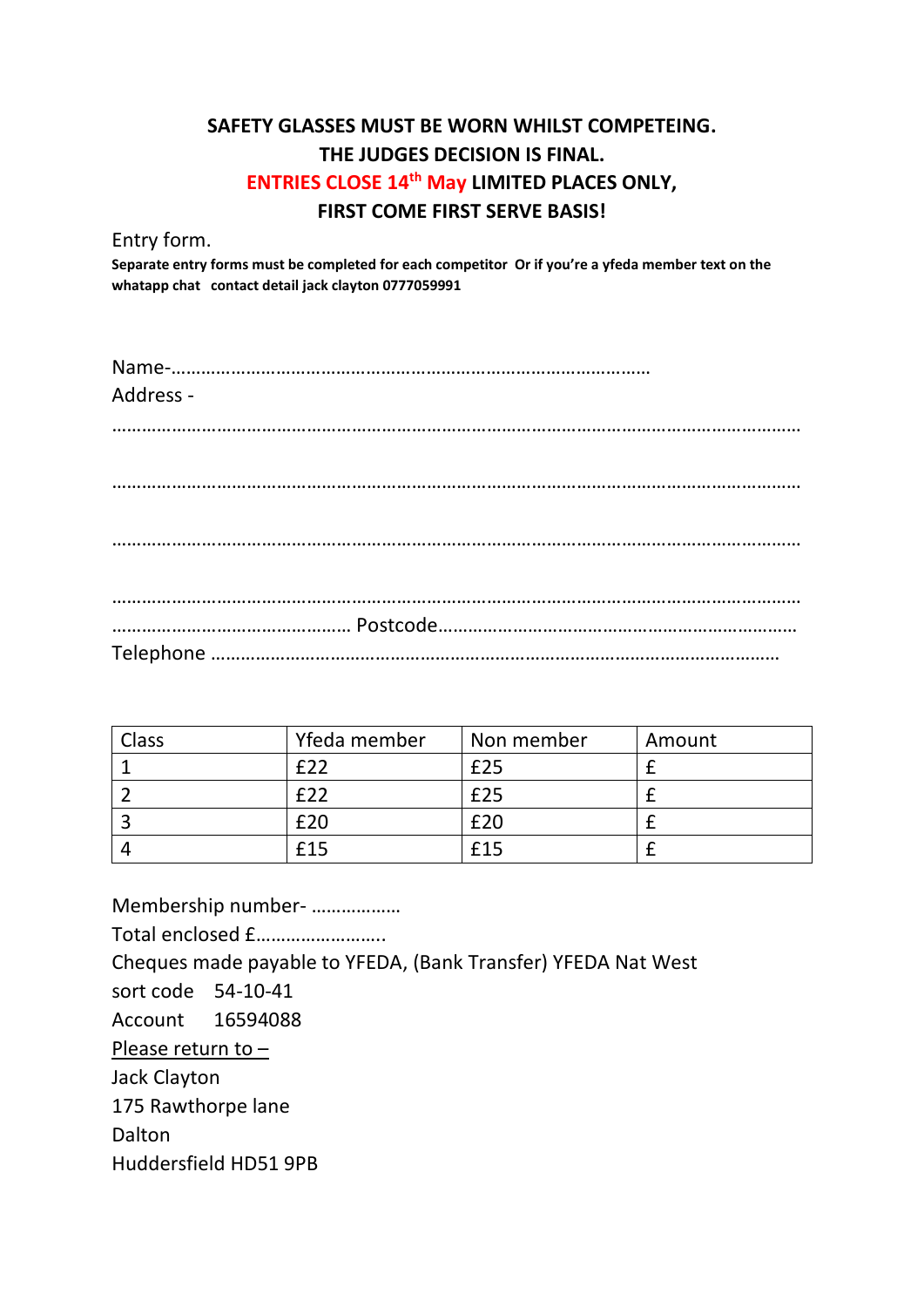**SAFETY GLASSES MUST BE WORN WHILST COMPETEING.**
**THE JUDGES DECISION IS FINAL.**
**ENTRIES CLOSE 14th May LIMITED PLACES ONLY,**
**FIRST COME FIRST SERVE BASIS!**

Entry form.

**Separate entry forms must be completed for each competitor Or if you're a yfeda member text on the whatapp chat contact detail jack clayton 0777059991**

Name-……………………………………………………………………………………

Address -

……………………………………………………………………………………………………………

……………………………………………………………………………………………………………

……………………………………………………………………………………………………………

……………………………………………………………………………………………………………

………………………………………… Postcode………………………………………………………………

Telephone ……………………………………………………………………………………………

| Class | Yfeda member | Non member | Amount |
|---|---|---|---|
| 1 | £22 | £25 | £ |
| 2 | £22 | £25 | £ |
| 3 | £20 | £20 | £ |
| 4 | £15 | £15 | £ |

Membership number- ………………

Total enclosed £……………………..

Cheques made payable to YFEDA, (Bank Transfer) YFEDA Nat West

sort code 54-10-41

Account 16594088

Please return to –

Jack Clayton

175 Rawthorpe lane

Dalton

Huddersfield HD51 9PB